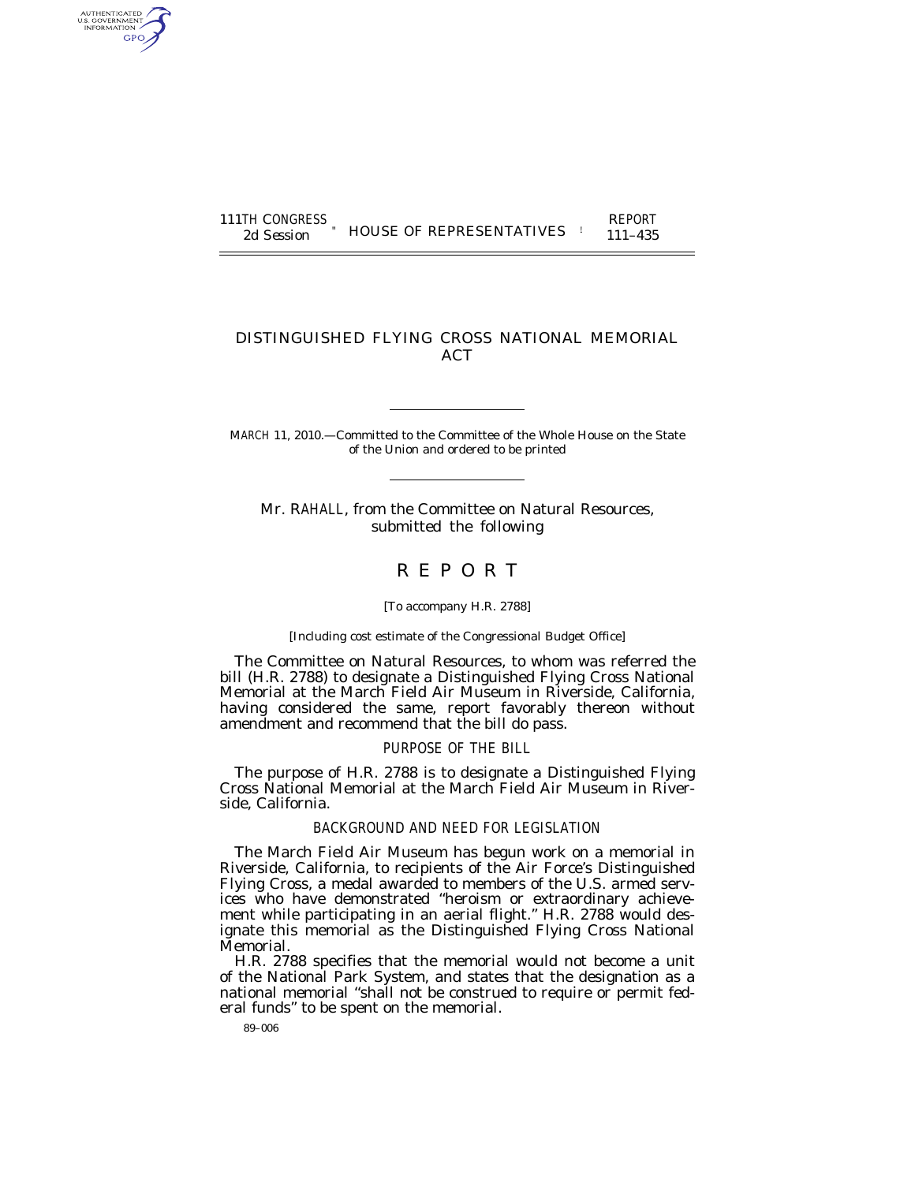111TH CONGRESS
2d Session

HOUSE OF REPRESENTATIVES

REPORT
111–435

# DISTINGUISHED FLYING CROSS NATIONAL MEMORIAL ACT

MARCH 11, 2010.—Committed to the Committee of the Whole House on the State of the Union and ordered to be printed

Mr. RAHALL, from the Committee on Natural Resources, submitted the following

# R E P O R T

[To accompany H.R. 2788]

[Including cost estimate of the Congressional Budget Office]

The Committee on Natural Resources, to whom was referred the bill (H.R. 2788) to designate a Distinguished Flying Cross National Memorial at the March Field Air Museum in Riverside, California, having considered the same, report favorably thereon without amendment and recommend that the bill do pass.

## PURPOSE OF THE BILL

The purpose of H.R. 2788 is to designate a Distinguished Flying Cross National Memorial at the March Field Air Museum in Riverside, California.

## BACKGROUND AND NEED FOR LEGISLATION

The March Field Air Museum has begun work on a memorial in Riverside, California, to recipients of the Air Force's Distinguished Flying Cross, a medal awarded to members of the U.S. armed services who have demonstrated "heroism or extraordinary achievement while participating in an aerial flight." H.R. 2788 would designate this memorial as the Distinguished Flying Cross National Memorial.

H.R. 2788 specifies that the memorial would not become a unit of the National Park System, and states that the designation as a national memorial "shall not be construed to require or permit federal funds" to be spent on the memorial.

89–006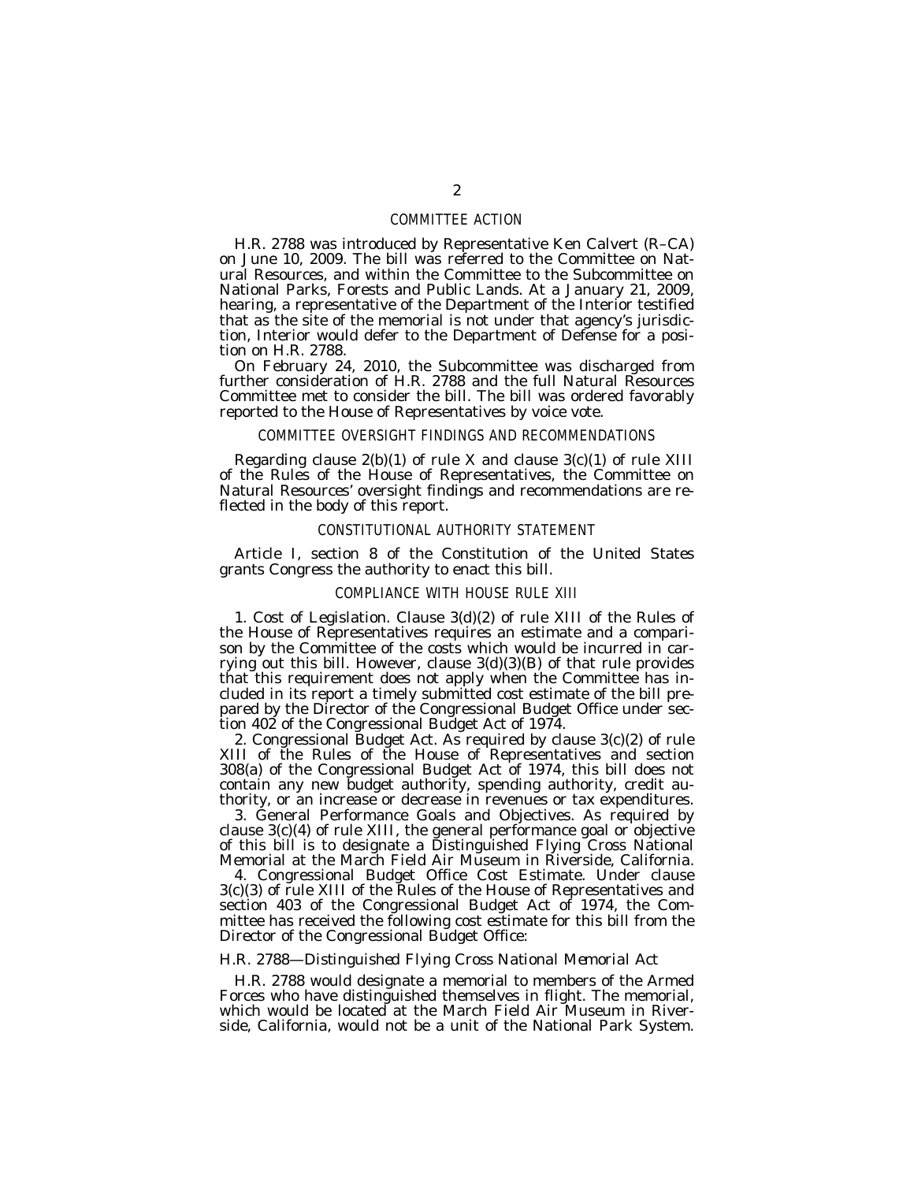## COMMITTEE ACTION

H.R. 2788 was introduced by Representative Ken Calvert (R–CA) on June 10, 2009. The bill was referred to the Committee on Natural Resources, and within the Committee to the Subcommittee on National Parks, Forests and Public Lands. At a January 21, 2009, hearing, a representative of the Department of the Interior testified that as the site of the memorial is not under that agency's jurisdiction, Interior would defer to the Department of Defense for a position on H.R. 2788.

On February 24, 2010, the Subcommittee was discharged from further consideration of H.R. 2788 and the full Natural Resources Committee met to consider the bill. The bill was ordered favorably reported to the House of Representatives by voice vote.

## COMMITTEE OVERSIGHT FINDINGS AND RECOMMENDATIONS

Regarding clause 2(b)(1) of rule X and clause 3(c)(1) of rule XIII of the Rules of the House of Representatives, the Committee on Natural Resources' oversight findings and recommendations are reflected in the body of this report.

## CONSTITUTIONAL AUTHORITY STATEMENT

Article I, section 8 of the Constitution of the United States grants Congress the authority to enact this bill.

## COMPLIANCE WITH HOUSE RULE XIII

1. Cost of Legislation. Clause 3(d)(2) of rule XIII of the Rules of the House of Representatives requires an estimate and a comparison by the Committee of the costs which would be incurred in carrying out this bill. However, clause 3(d)(3)(B) of that rule provides that this requirement does not apply when the Committee has included in its report a timely submitted cost estimate of the bill prepared by the Director of the Congressional Budget Office under section 402 of the Congressional Budget Act of 1974.

2. Congressional Budget Act. As required by clause 3(c)(2) of rule XIII of the Rules of the House of Representatives and section 308(a) of the Congressional Budget Act of 1974, this bill does not contain any new budget authority, spending authority, credit authority, or an increase or decrease in revenues or tax expenditures.

3. General Performance Goals and Objectives. As required by clause 3(c)(4) of rule XIII, the general performance goal or objective of this bill is to designate a Distinguished Flying Cross National Memorial at the March Field Air Museum in Riverside, California.

4. Congressional Budget Office Cost Estimate. Under clause 3(c)(3) of rule XIII of the Rules of the House of Representatives and section 403 of the Congressional Budget Act of 1974, the Committee has received the following cost estimate for this bill from the Director of the Congressional Budget Office:

*H.R. 2788—Distinguished Flying Cross National Memorial Act*

H.R. 2788 would designate a memorial to members of the Armed Forces who have distinguished themselves in flight. The memorial, which would be located at the March Field Air Museum in Riverside, California, would not be a unit of the National Park System.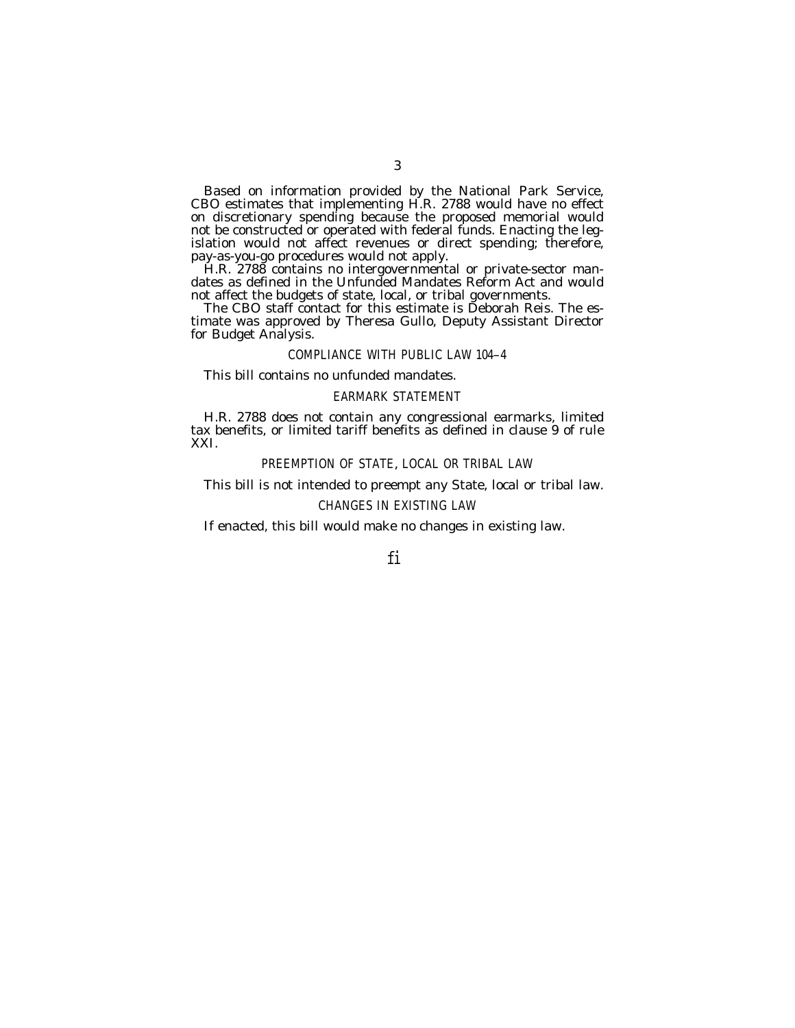Based on information provided by the National Park Service, CBO estimates that implementing H.R. 2788 would have no effect on discretionary spending because the proposed memorial would not be constructed or operated with federal funds. Enacting the legislation would not affect revenues or direct spending; therefore, pay-as-you-go procedures would not apply.

H.R. 2788 contains no intergovernmental or private-sector mandates as defined in the Unfunded Mandates Reform Act and would not affect the budgets of state, local, or tribal governments.

The CBO staff contact for this estimate is Deborah Reis. The estimate was approved by Theresa Gullo, Deputy Assistant Director for Budget Analysis.

## COMPLIANCE WITH PUBLIC LAW 104–4

This bill contains no unfunded mandates.

## EARMARK STATEMENT

H.R. 2788 does not contain any congressional earmarks, limited tax benefits, or limited tariff benefits as defined in clause 9 of rule XXI.

## PREEMPTION OF STATE, LOCAL OR TRIBAL LAW

This bill is not intended to preempt any State, local or tribal law.

## CHANGES IN EXISTING LAW

If enacted, this bill would make no changes in existing law.